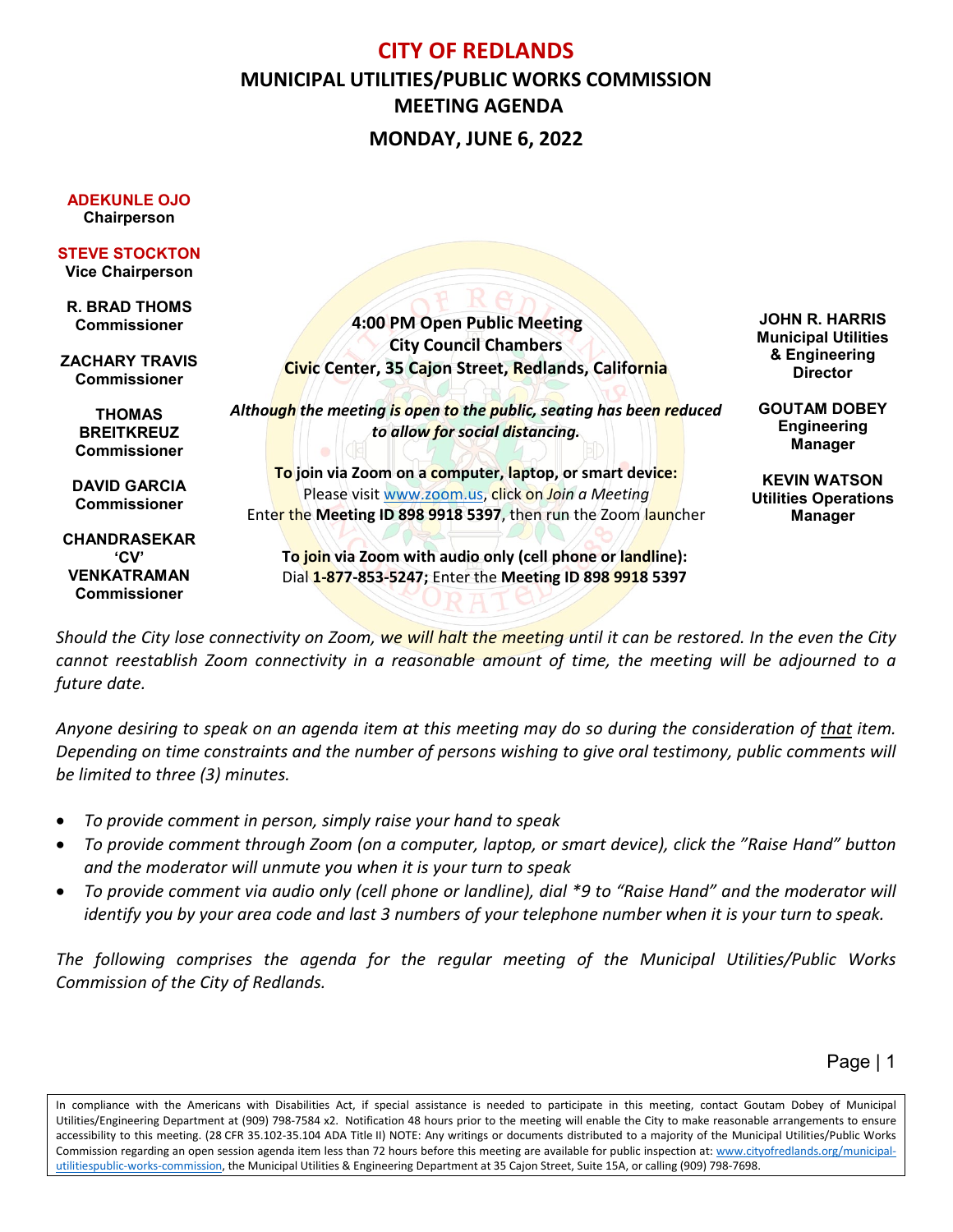# CITY OF REDLANDS

## MUNICIPAL UTILITIES/PUBLIC WORKS COMMISSION MEETING AGENDA

## MONDAY, JUNE 6, 2022

**ADEKUNLE OJO**
**Chairperson**

**STEVE STOCKTON**
**Vice Chairperson**

**R. BRAD THOMS**
**Commissioner**

**ZACHARY TRAVIS**
**Commissioner**

**THOMAS BREITKREUZ**
**Commissioner**

**DAVID GARCIA**
**Commissioner**

**CHANDRASEKAR 'CV' VENKATRAMAN**
**Commissioner**

**4:00 PM Open Public Meeting**
**City Council Chambers**
**Civic Center, 35 Cajon Street, Redlands, California**

***Although the meeting is open to the public, seating has been reduced to allow for social distancing.***

**To join via Zoom on a computer, laptop, or smart device:**
Please visit www.zoom.us, click on *Join a Meeting*
Enter the **Meeting ID 898 9918 5397**, then run the Zoom launcher

**To join via Zoom with audio only (cell phone or landline):**
Dial **1-877-853-5247;** Enter the **Meeting ID 898 9918 5397**

**JOHN R. HARRIS**
**Municipal Utilities & Engineering Director**

**GOUTAM DOBEY**
**Engineering Manager**

**KEVIN WATSON**
**Utilities Operations Manager**

*Should the City lose connectivity on Zoom, we will halt the meeting until it can be restored. In the even the City cannot reestablish Zoom connectivity in a reasonable amount of time, the meeting will be adjourned to a future date.*

*Anyone desiring to speak on an agenda item at this meeting may do so during the consideration of that item. Depending on time constraints and the number of persons wishing to give oral testimony, public comments will be limited to three (3) minutes.*

- *To provide comment in person, simply raise your hand to speak*
- *To provide comment through Zoom (on a computer, laptop, or smart device), click the "Raise Hand" button and the moderator will unmute you when it is your turn to speak*
- *To provide comment via audio only (cell phone or landline), dial *9 to "Raise Hand" and the moderator will identify you by your area code and last 3 numbers of your telephone number when it is your turn to speak.*

*The following comprises the agenda for the regular meeting of the Municipal Utilities/Public Works Commission of the City of Redlands.*

In compliance with the Americans with Disabilities Act, if special assistance is needed to participate in this meeting, contact Goutam Dobey of Municipal Utilities/Engineering Department at (909) 798-7584 x2. Notification 48 hours prior to the meeting will enable the City to make reasonable arrangements to ensure accessibility to this meeting. (28 CFR 35.102-35.104 ADA Title II) NOTE: Any writings or documents distributed to a majority of the Municipal Utilities/Public Works Commission regarding an open session agenda item less than 72 hours before this meeting are available for public inspection at: www.cityofredlands.org/municipal-utilitiespublic-works-commission, the Municipal Utilities & Engineering Department at 35 Cajon Street, Suite 15A, or calling (909) 798-7698.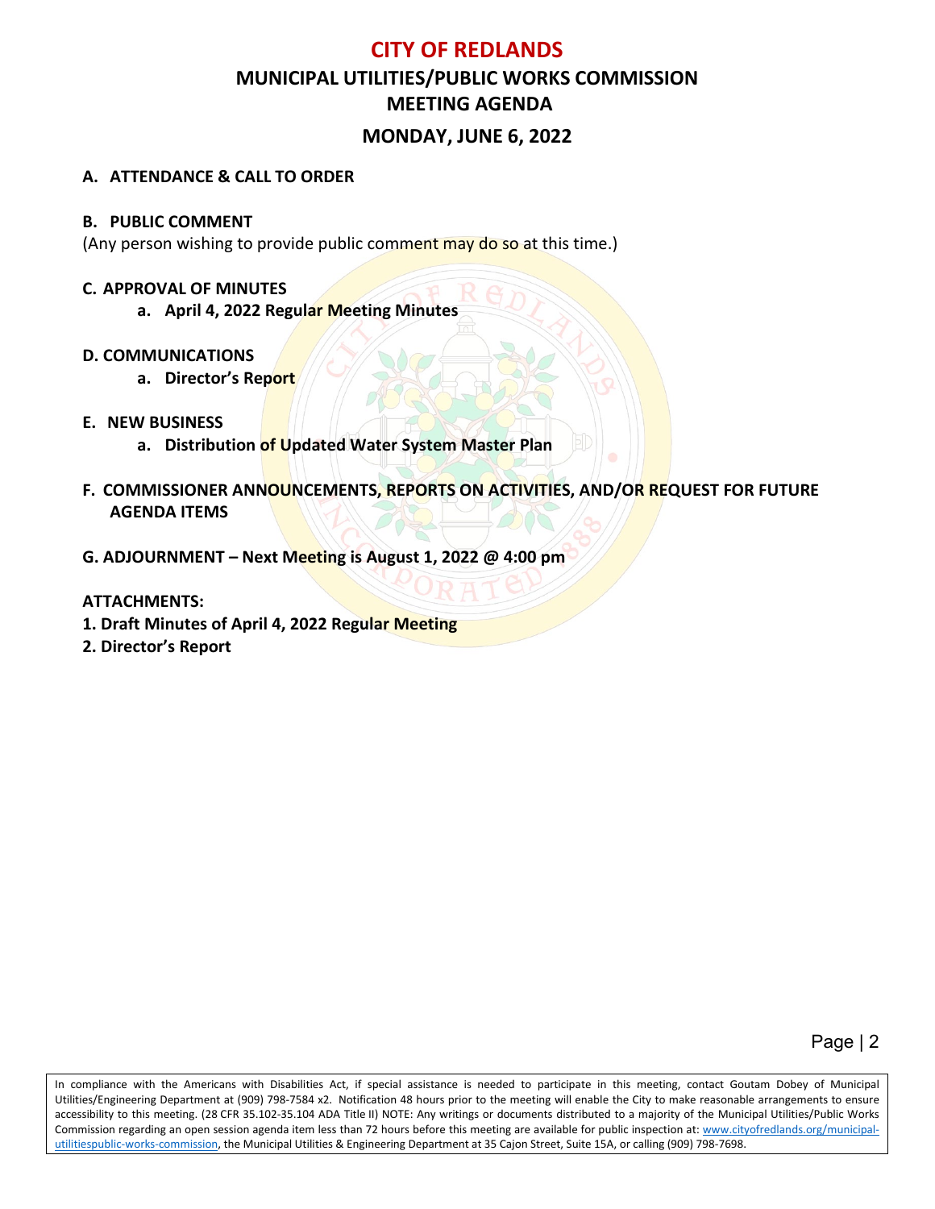# CITY OF REDLANDS

## MUNICIPAL UTILITIES/PUBLIC WORKS COMMISSION

## MEETING AGENDA

## MONDAY, JUNE 6, 2022

**A. ATTENDANCE & CALL TO ORDER**

**B. PUBLIC COMMENT**

(Any person wishing to provide public comment may do so at this time.)

**C. APPROVAL OF MINUTES**

- **a. April 4, 2022 Regular Meeting Minutes**

**D. COMMUNICATIONS**

- **a. Director's Report**

**E. NEW BUSINESS**

- **a. Distribution of Updated Water System Master Plan**

**F. COMMISSIONER ANNOUNCEMENTS, REPORTS ON ACTIVITIES, AND/OR REQUEST FOR FUTURE AGENDA ITEMS**

**G. ADJOURNMENT – Next Meeting is August 1, 2022 @ 4:00 pm**

**ATTACHMENTS:**

**1. Draft Minutes of April 4, 2022 Regular Meeting**

**2. Director's Report**

In compliance with the Americans with Disabilities Act, if special assistance is needed to participate in this meeting, contact Goutam Dobey of Municipal Utilities/Engineering Department at (909) 798-7584 x2. Notification 48 hours prior to the meeting will enable the City to make reasonable arrangements to ensure accessibility to this meeting. (28 CFR 35.102-35.104 ADA Title II) NOTE: Any writings or documents distributed to a majority of the Municipal Utilities/Public Works Commission regarding an open session agenda item less than 72 hours before this meeting are available for public inspection at: www.cityofredlands.org/municipal-utilitiespublic-works-commission, the Municipal Utilities & Engineering Department at 35 Cajon Street, Suite 15A, or calling (909) 798-7698.